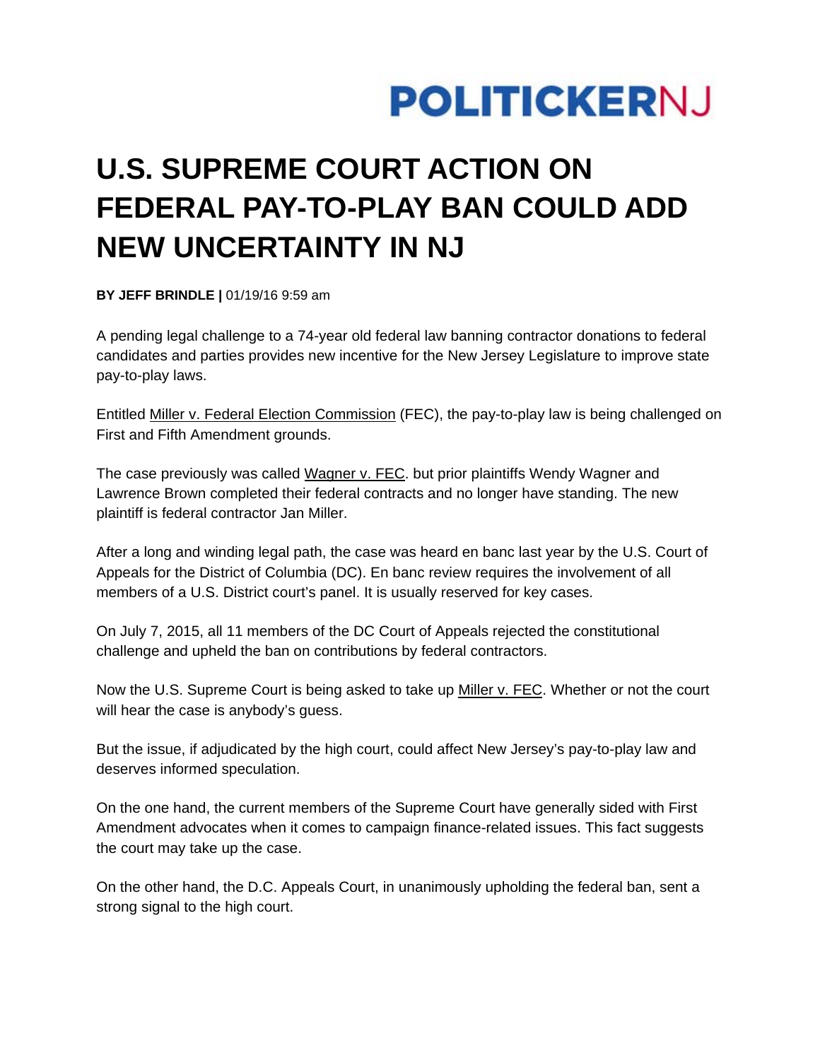POLITICKERNJ

# U.S. SUPREME COURT ACTION ON FEDERAL PAY-TO-PLAY BAN COULD ADD NEW UNCERTAINTY IN NJ

**BY JEFF BRINDLE |** 01/19/16 9:59 am

A pending legal challenge to a 74-year old federal law banning contractor donations to federal candidates and parties provides new incentive for the New Jersey Legislature to improve state pay-to-play laws.

Entitled Miller v. Federal Election Commission (FEC), the pay-to-play law is being challenged on First and Fifth Amendment grounds.

The case previously was called Wagner v. FEC. but prior plaintiffs Wendy Wagner and Lawrence Brown completed their federal contracts and no longer have standing. The new plaintiff is federal contractor Jan Miller.

After a long and winding legal path, the case was heard en banc last year by the U.S. Court of Appeals for the District of Columbia (DC). En banc review requires the involvement of all members of a U.S. District court's panel. It is usually reserved for key cases.

On July 7, 2015, all 11 members of the DC Court of Appeals rejected the constitutional challenge and upheld the ban on contributions by federal contractors.

Now the U.S. Supreme Court is being asked to take up Miller v. FEC. Whether or not the court will hear the case is anybody's guess.

But the issue, if adjudicated by the high court, could affect New Jersey's pay-to-play law and deserves informed speculation.

On the one hand, the current members of the Supreme Court have generally sided with First Amendment advocates when it comes to campaign finance-related issues. This fact suggests the court may take up the case.

On the other hand, the D.C. Appeals Court, in unanimously upholding the federal ban, sent a strong signal to the high court.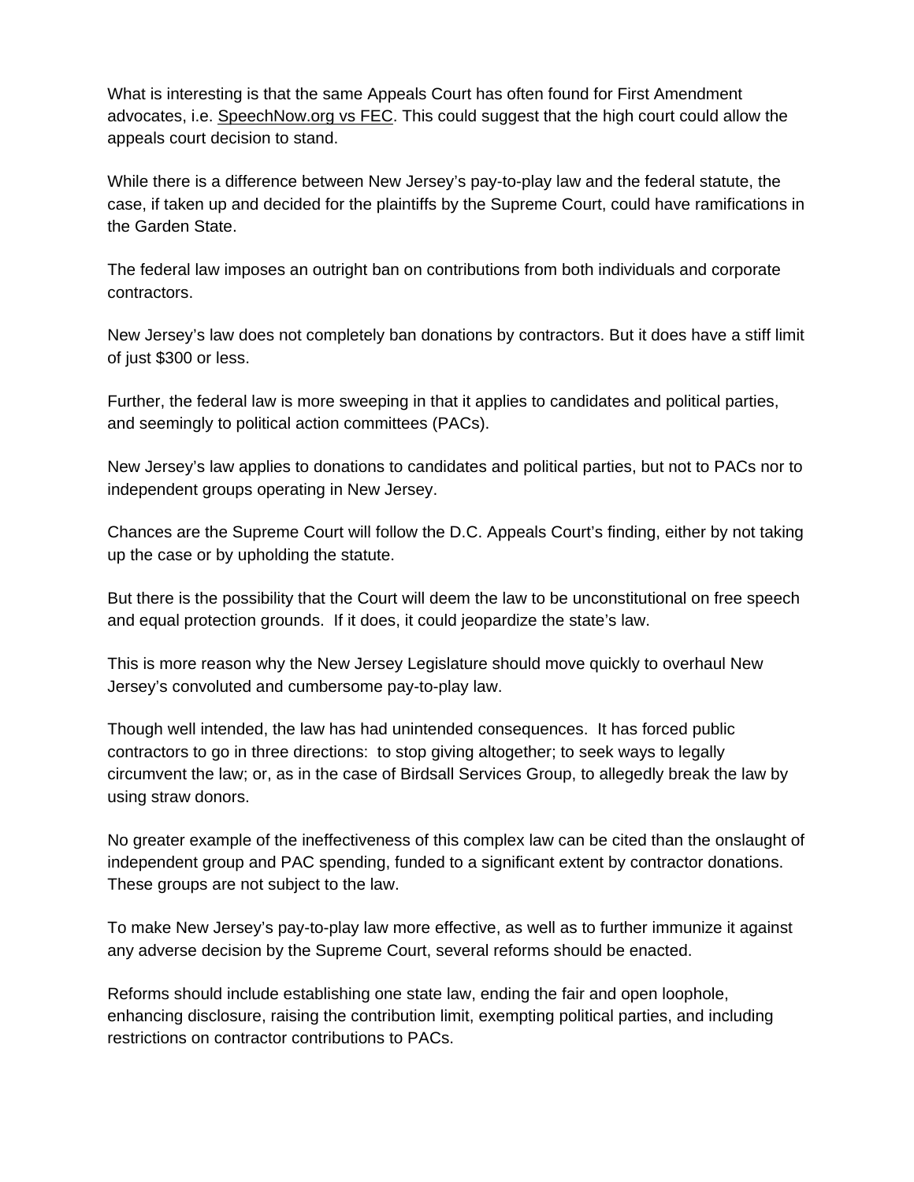What is interesting is that the same Appeals Court has often found for First Amendment advocates, i.e. SpeechNow.org vs FEC. This could suggest that the high court could allow the appeals court decision to stand.

While there is a difference between New Jersey's pay-to-play law and the federal statute, the case, if taken up and decided for the plaintiffs by the Supreme Court, could have ramifications in the Garden State.

The federal law imposes an outright ban on contributions from both individuals and corporate contractors.

New Jersey's law does not completely ban donations by contractors. But it does have a stiff limit of just $300 or less.

Further, the federal law is more sweeping in that it applies to candidates and political parties, and seemingly to political action committees (PACs).

New Jersey's law applies to donations to candidates and political parties, but not to PACs nor to independent groups operating in New Jersey.

Chances are the Supreme Court will follow the D.C. Appeals Court's finding, either by not taking up the case or by upholding the statute.

But there is the possibility that the Court will deem the law to be unconstitutional on free speech and equal protection grounds. If it does, it could jeopardize the state's law.

This is more reason why the New Jersey Legislature should move quickly to overhaul New Jersey's convoluted and cumbersome pay-to-play law.

Though well intended, the law has had unintended consequences. It has forced public contractors to go in three directions: to stop giving altogether; to seek ways to legally circumvent the law; or, as in the case of Birdsall Services Group, to allegedly break the law by using straw donors.

No greater example of the ineffectiveness of this complex law can be cited than the onslaught of independent group and PAC spending, funded to a significant extent by contractor donations. These groups are not subject to the law.

To make New Jersey's pay-to-play law more effective, as well as to further immunize it against any adverse decision by the Supreme Court, several reforms should be enacted.

Reforms should include establishing one state law, ending the fair and open loophole, enhancing disclosure, raising the contribution limit, exempting political parties, and including restrictions on contractor contributions to PACs.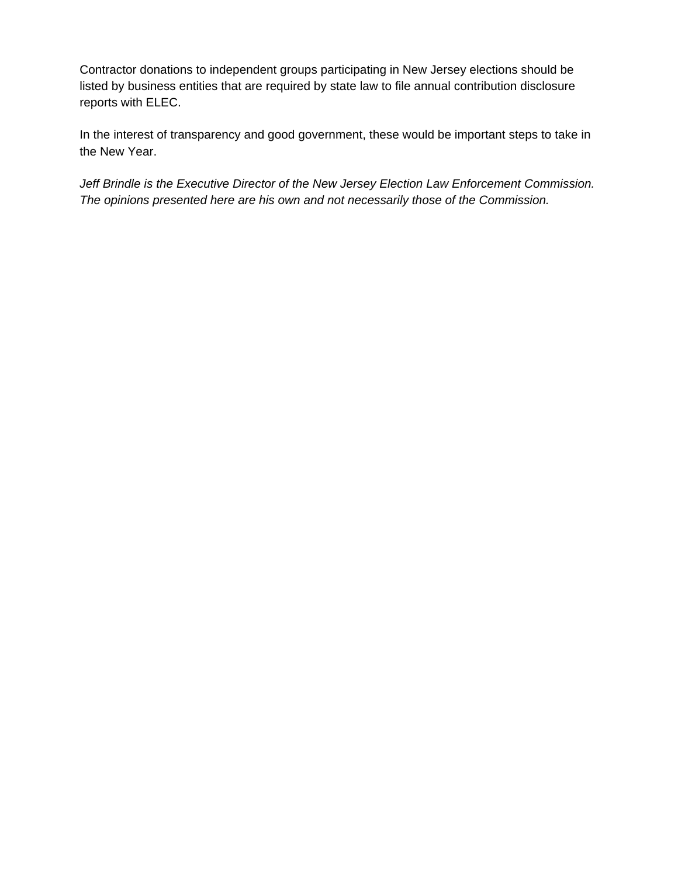Contractor donations to independent groups participating in New Jersey elections should be listed by business entities that are required by state law to file annual contribution disclosure reports with ELEC.

In the interest of transparency and good government, these would be important steps to take in the New Year.

*Jeff Brindle is the Executive Director of the New Jersey Election Law Enforcement Commission. The opinions presented here are his own and not necessarily those of the Commission.*